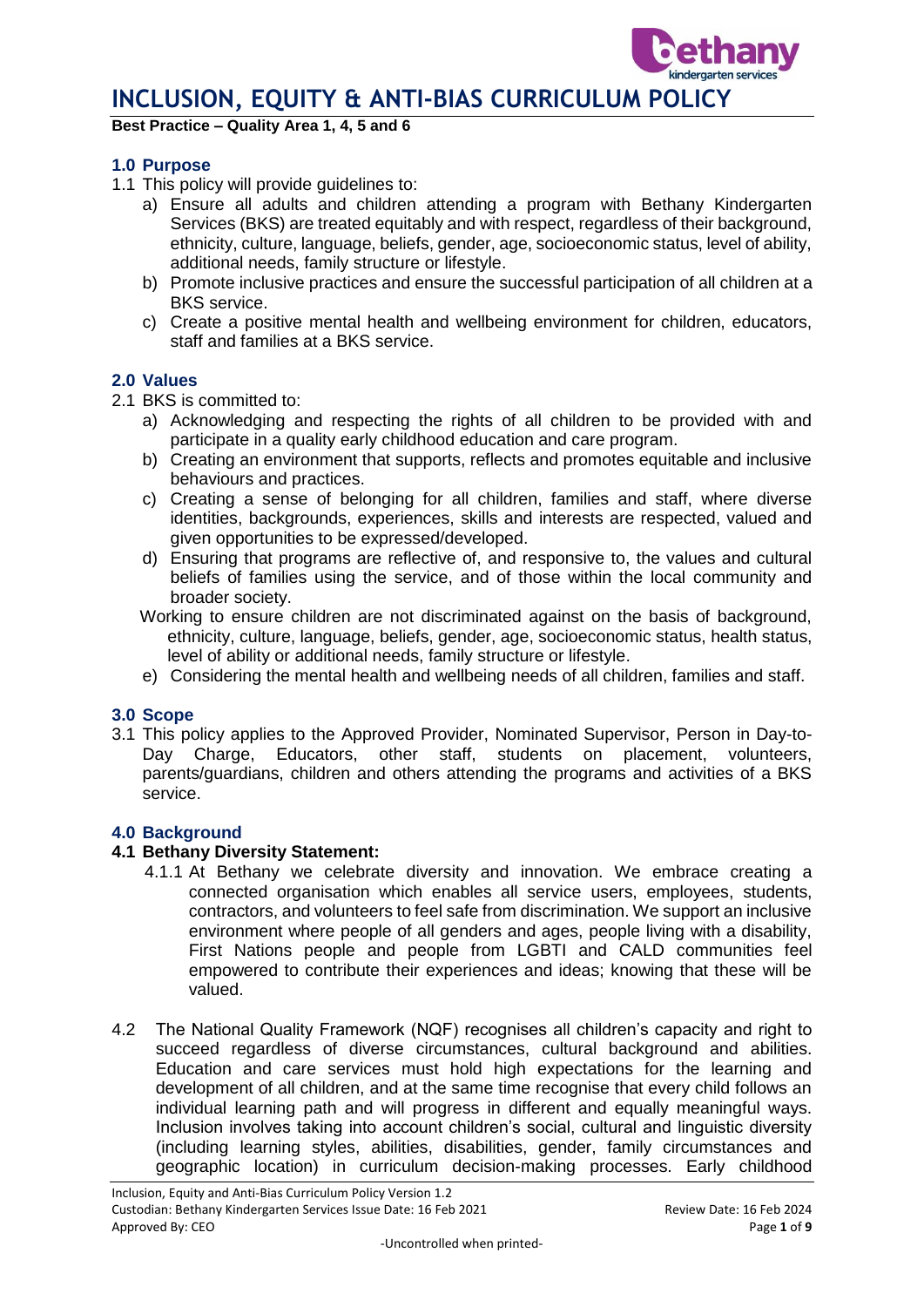# INCLUSION, EQUITY & ANTI-BIAS CURRICULUM POLICY

**Best Practice – Quality Area 1, 4, 5 and 6**

## 1.0 Purpose

1.1 This policy will provide guidelines to:

a) Ensure all adults and children attending a program with Bethany Kindergarten Services (BKS) are treated equitably and with respect, regardless of their background, ethnicity, culture, language, beliefs, gender, age, socioeconomic status, level of ability, additional needs, family structure or lifestyle.

b) Promote inclusive practices and ensure the successful participation of all children at a BKS service.

c) Create a positive mental health and wellbeing environment for children, educators, staff and families at a BKS service.

## 2.0 Values

2.1 BKS is committed to:

a) Acknowledging and respecting the rights of all children to be provided with and participate in a quality early childhood education and care program.

b) Creating an environment that supports, reflects and promotes equitable and inclusive behaviours and practices.

c) Creating a sense of belonging for all children, families and staff, where diverse identities, backgrounds, experiences, skills and interests are respected, valued and given opportunities to be expressed/developed.

d) Ensuring that programs are reflective of, and responsive to, the values and cultural beliefs of families using the service, and of those within the local community and broader society.

Working to ensure children are not discriminated against on the basis of background, ethnicity, culture, language, beliefs, gender, age, socioeconomic status, health status, level of ability or additional needs, family structure or lifestyle.

e) Considering the mental health and wellbeing needs of all children, families and staff.

## 3.0 Scope

3.1 This policy applies to the Approved Provider, Nominated Supervisor, Person in Day-to-Day Charge, Educators, other staff, students on placement, volunteers, parents/guardians, children and others attending the programs and activities of a BKS service.

## 4.0 Background

### 4.1 Bethany Diversity Statement:

4.1.1 At Bethany we celebrate diversity and innovation. We embrace creating a connected organisation which enables all service users, employees, students, contractors, and volunteers to feel safe from discrimination. We support an inclusive environment where people of all genders and ages, people living with a disability, First Nations people and people from LGBTI and CALD communities feel empowered to contribute their experiences and ideas; knowing that these will be valued.

4.2 The National Quality Framework (NQF) recognises all children's capacity and right to succeed regardless of diverse circumstances, cultural background and abilities. Education and care services must hold high expectations for the learning and development of all children, and at the same time recognise that every child follows an individual learning path and will progress in different and equally meaningful ways. Inclusion involves taking into account children's social, cultural and linguistic diversity (including learning styles, abilities, disabilities, gender, family circumstances and geographic location) in curriculum decision-making processes. Early childhood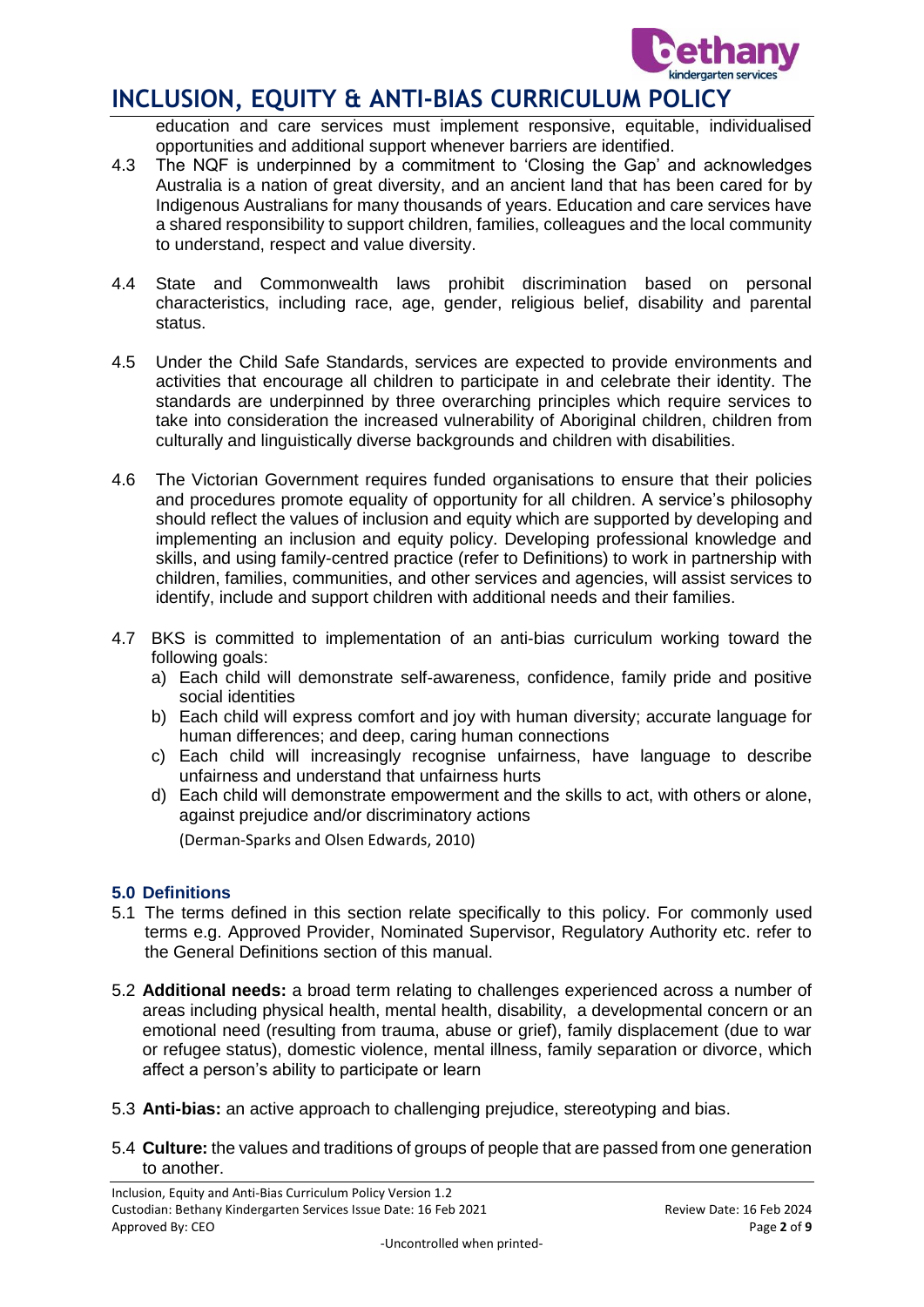education and care services must implement responsive, equitable, individualised opportunities and additional support whenever barriers are identified.

4.3 The NQF is underpinned by a commitment to 'Closing the Gap' and acknowledges Australia is a nation of great diversity, and an ancient land that has been cared for by Indigenous Australians for many thousands of years. Education and care services have a shared responsibility to support children, families, colleagues and the local community to understand, respect and value diversity.

4.4 State and Commonwealth laws prohibit discrimination based on personal characteristics, including race, age, gender, religious belief, disability and parental status.

4.5 Under the Child Safe Standards, services are expected to provide environments and activities that encourage all children to participate in and celebrate their identity. The standards are underpinned by three overarching principles which require services to take into consideration the increased vulnerability of Aboriginal children, children from culturally and linguistically diverse backgrounds and children with disabilities.

4.6 The Victorian Government requires funded organisations to ensure that their policies and procedures promote equality of opportunity for all children. A service's philosophy should reflect the values of inclusion and equity which are supported by developing and implementing an inclusion and equity policy. Developing professional knowledge and skills, and using family-centred practice (refer to Definitions) to work in partnership with children, families, communities, and other services and agencies, will assist services to identify, include and support children with additional needs and their families.

4.7 BKS is committed to implementation of an anti-bias curriculum working toward the following goals:

a) Each child will demonstrate self-awareness, confidence, family pride and positive social identities
b) Each child will express comfort and joy with human diversity; accurate language for human differences; and deep, caring human connections
c) Each child will increasingly recognise unfairness, have language to describe unfairness and understand that unfairness hurts
d) Each child will demonstrate empowerment and the skills to act, with others or alone, against prejudice and/or discriminatory actions

(Derman-Sparks and Olsen Edwards, 2010)

### 5.0 Definitions

5.1 The terms defined in this section relate specifically to this policy. For commonly used terms e.g. Approved Provider, Nominated Supervisor, Regulatory Authority etc. refer to the General Definitions section of this manual.

5.2 **Additional needs:** a broad term relating to challenges experienced across a number of areas including physical health, mental health, disability, a developmental concern or an emotional need (resulting from trauma, abuse or grief), family displacement (due to war or refugee status), domestic violence, mental illness, family separation or divorce, which affect a person's ability to participate or learn

5.3 **Anti-bias:** an active approach to challenging prejudice, stereotyping and bias.

5.4 **Culture:** the values and traditions of groups of people that are passed from one generation to another.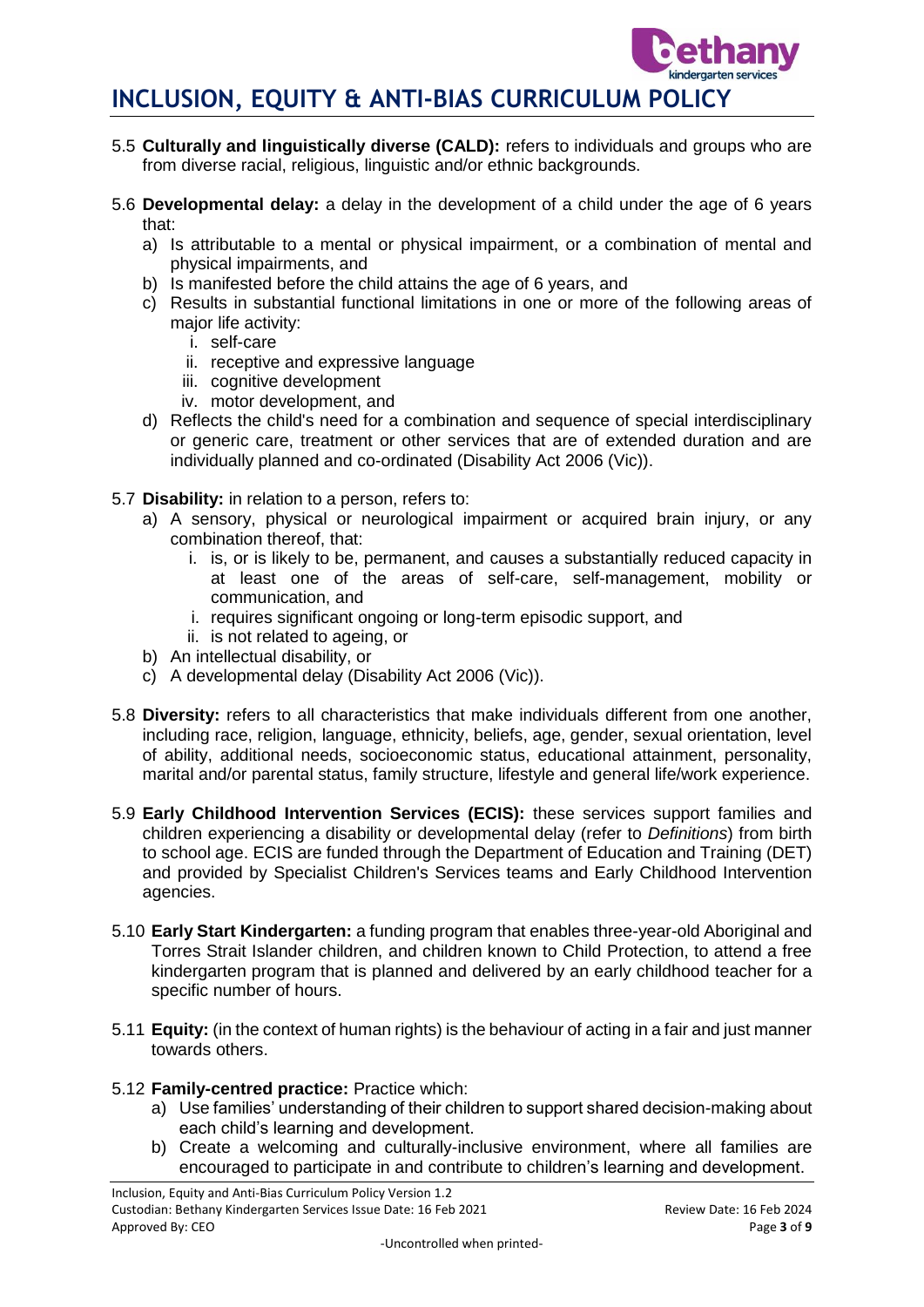5.5 **Culturally and linguistically diverse (CALD):** refers to individuals and groups who are from diverse racial, religious, linguistic and/or ethnic backgrounds.

5.6 **Developmental delay:** a delay in the development of a child under the age of 6 years that:

a) Is attributable to a mental or physical impairment, or a combination of mental and physical impairments, and
b) Is manifested before the child attains the age of 6 years, and
c) Results in substantial functional limitations in one or more of the following areas of major life activity:
   i. self-care
   ii. receptive and expressive language
   iii. cognitive development
   iv. motor development, and
d) Reflects the child's need for a combination and sequence of special interdisciplinary or generic care, treatment or other services that are of extended duration and are individually planned and co-ordinated (Disability Act 2006 (Vic)).

5.7 **Disability:** in relation to a person, refers to:

a) A sensory, physical or neurological impairment or acquired brain injury, or any combination thereof, that:
   i. is, or is likely to be, permanent, and causes a substantially reduced capacity in at least one of the areas of self-care, self-management, mobility or communication, and
   i. requires significant ongoing or long-term episodic support, and
   ii. is not related to ageing, or
b) An intellectual disability, or
c) A developmental delay (Disability Act 2006 (Vic)).

5.8 **Diversity:** refers to all characteristics that make individuals different from one another, including race, religion, language, ethnicity, beliefs, age, gender, sexual orientation, level of ability, additional needs, socioeconomic status, educational attainment, personality, marital and/or parental status, family structure, lifestyle and general life/work experience.

5.9 **Early Childhood Intervention Services (ECIS):** these services support families and children experiencing a disability or developmental delay (refer to *Definitions*) from birth to school age. ECIS are funded through the Department of Education and Training (DET) and provided by Specialist Children's Services teams and Early Childhood Intervention agencies.

5.10 **Early Start Kindergarten:** a funding program that enables three-year-old Aboriginal and Torres Strait Islander children, and children known to Child Protection, to attend a free kindergarten program that is planned and delivered by an early childhood teacher for a specific number of hours.

5.11 **Equity:** (in the context of human rights) is the behaviour of acting in a fair and just manner towards others.

5.12 **Family-centred practice:** Practice which:

a) Use families' understanding of their children to support shared decision-making about each child's learning and development.
b) Create a welcoming and culturally-inclusive environment, where all families are encouraged to participate in and contribute to children's learning and development.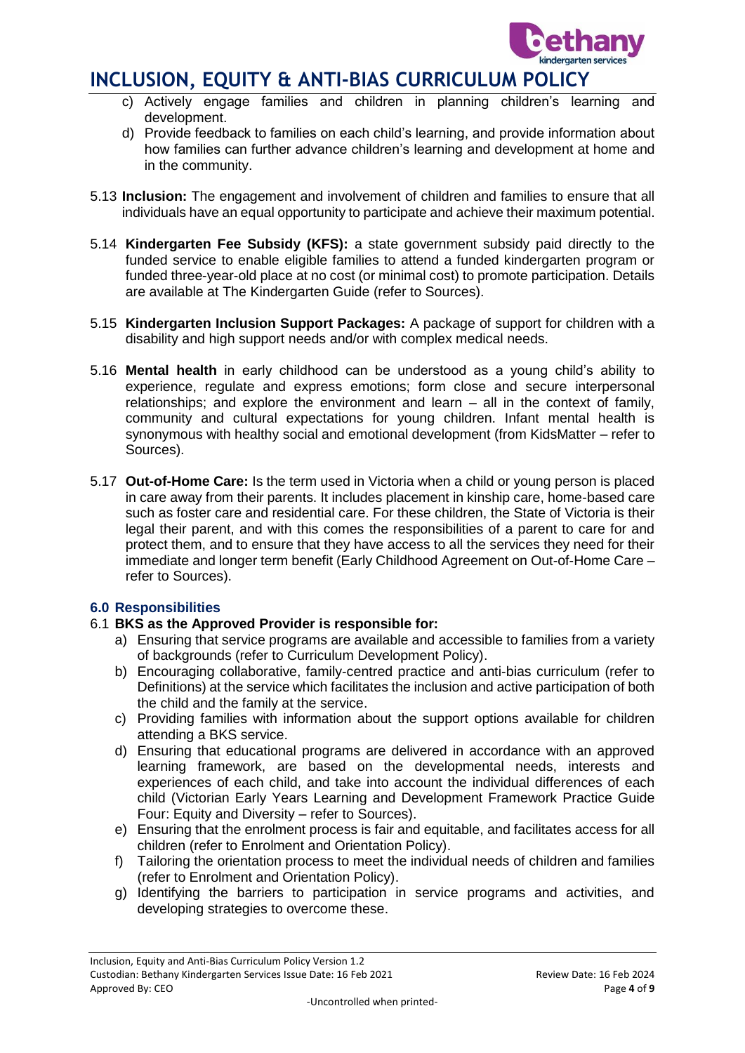c) Actively engage families and children in planning children's learning and development.
d) Provide feedback to families on each child's learning, and provide information about how families can further advance children's learning and development at home and in the community.

5.13 **Inclusion:** The engagement and involvement of children and families to ensure that all individuals have an equal opportunity to participate and achieve their maximum potential.

5.14 **Kindergarten Fee Subsidy (KFS):** a state government subsidy paid directly to the funded service to enable eligible families to attend a funded kindergarten program or funded three-year-old place at no cost (or minimal cost) to promote participation. Details are available at The Kindergarten Guide (refer to Sources).

5.15 **Kindergarten Inclusion Support Packages:** A package of support for children with a disability and high support needs and/or with complex medical needs.

5.16 **Mental health** in early childhood can be understood as a young child's ability to experience, regulate and express emotions; form close and secure interpersonal relationships; and explore the environment and learn – all in the context of family, community and cultural expectations for young children. Infant mental health is synonymous with healthy social and emotional development (from KidsMatter – refer to Sources).

5.17 **Out-of-Home Care:** Is the term used in Victoria when a child or young person is placed in care away from their parents. It includes placement in kinship care, home-based care such as foster care and residential care. For these children, the State of Victoria is their legal their parent, and with this comes the responsibilities of a parent to care for and protect them, and to ensure that they have access to all the services they need for their immediate and longer term benefit (Early Childhood Agreement on Out-of-Home Care – refer to Sources).

### 6.0 Responsibilities

6.1 **BKS as the Approved Provider is responsible for:**

a) Ensuring that service programs are available and accessible to families from a variety of backgrounds (refer to Curriculum Development Policy).
b) Encouraging collaborative, family-centred practice and anti-bias curriculum (refer to Definitions) at the service which facilitates the inclusion and active participation of both the child and the family at the service.
c) Providing families with information about the support options available for children attending a BKS service.
d) Ensuring that educational programs are delivered in accordance with an approved learning framework, are based on the developmental needs, interests and experiences of each child, and take into account the individual differences of each child (Victorian Early Years Learning and Development Framework Practice Guide Four: Equity and Diversity – refer to Sources).
e) Ensuring that the enrolment process is fair and equitable, and facilitates access for all children (refer to Enrolment and Orientation Policy).
f) Tailoring the orientation process to meet the individual needs of children and families (refer to Enrolment and Orientation Policy).
g) Identifying the barriers to participation in service programs and activities, and developing strategies to overcome these.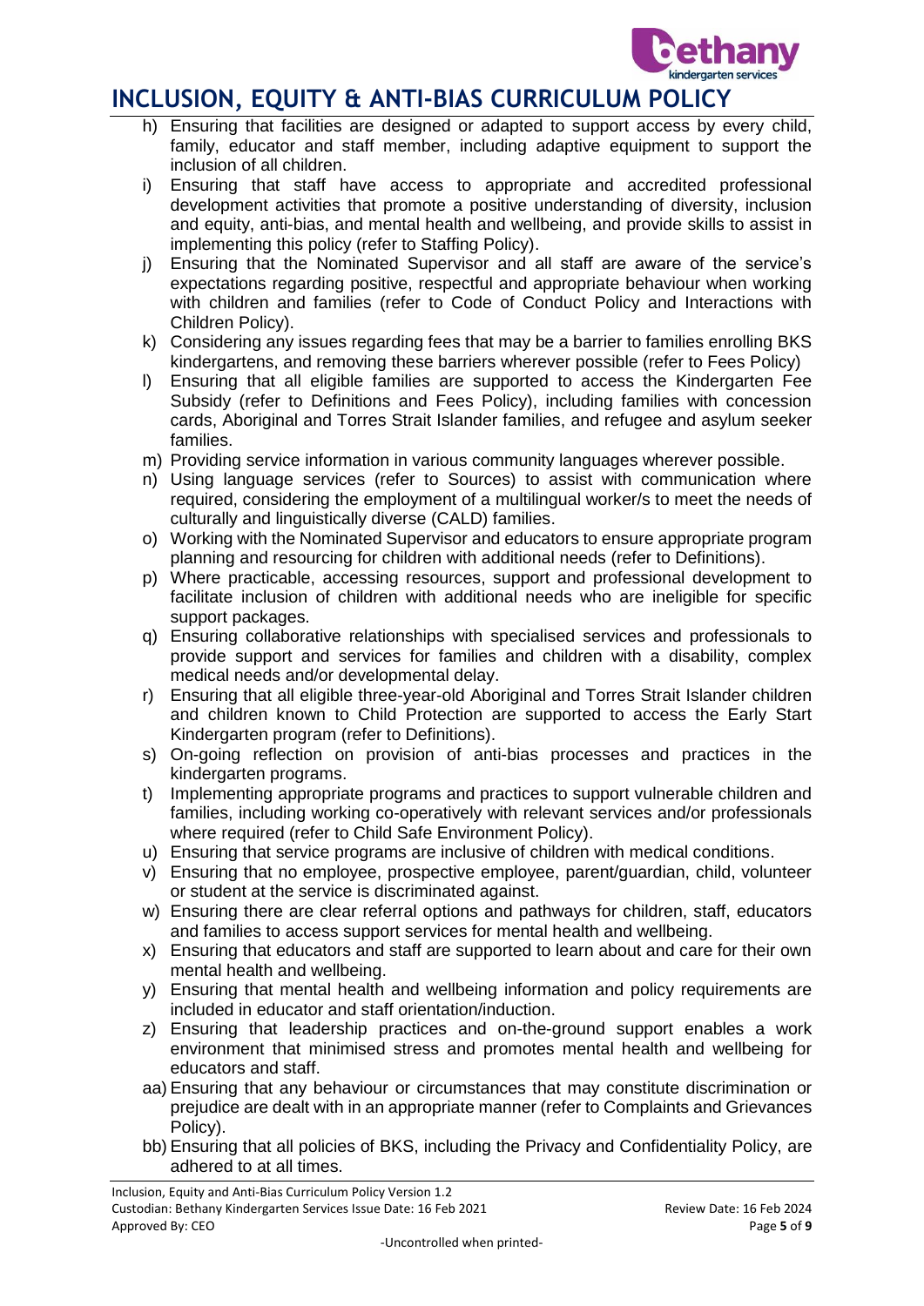- h) Ensuring that facilities are designed or adapted to support access by every child, family, educator and staff member, including adaptive equipment to support the inclusion of all children.
- i) Ensuring that staff have access to appropriate and accredited professional development activities that promote a positive understanding of diversity, inclusion and equity, anti-bias, and mental health and wellbeing, and provide skills to assist in implementing this policy (refer to Staffing Policy).
- j) Ensuring that the Nominated Supervisor and all staff are aware of the service's expectations regarding positive, respectful and appropriate behaviour when working with children and families (refer to Code of Conduct Policy and Interactions with Children Policy).
- k) Considering any issues regarding fees that may be a barrier to families enrolling BKS kindergartens, and removing these barriers wherever possible (refer to Fees Policy)
- l) Ensuring that all eligible families are supported to access the Kindergarten Fee Subsidy (refer to Definitions and Fees Policy), including families with concession cards, Aboriginal and Torres Strait Islander families, and refugee and asylum seeker families.
- m) Providing service information in various community languages wherever possible.
- n) Using language services (refer to Sources) to assist with communication where required, considering the employment of a multilingual worker/s to meet the needs of culturally and linguistically diverse (CALD) families.
- o) Working with the Nominated Supervisor and educators to ensure appropriate program planning and resourcing for children with additional needs (refer to Definitions).
- p) Where practicable, accessing resources, support and professional development to facilitate inclusion of children with additional needs who are ineligible for specific support packages.
- q) Ensuring collaborative relationships with specialised services and professionals to provide support and services for families and children with a disability, complex medical needs and/or developmental delay.
- r) Ensuring that all eligible three-year-old Aboriginal and Torres Strait Islander children and children known to Child Protection are supported to access the Early Start Kindergarten program (refer to Definitions).
- s) On-going reflection on provision of anti-bias processes and practices in the kindergarten programs.
- t) Implementing appropriate programs and practices to support vulnerable children and families, including working co-operatively with relevant services and/or professionals where required (refer to Child Safe Environment Policy).
- u) Ensuring that service programs are inclusive of children with medical conditions.
- v) Ensuring that no employee, prospective employee, parent/guardian, child, volunteer or student at the service is discriminated against.
- w) Ensuring there are clear referral options and pathways for children, staff, educators and families to access support services for mental health and wellbeing.
- x) Ensuring that educators and staff are supported to learn about and care for their own mental health and wellbeing.
- y) Ensuring that mental health and wellbeing information and policy requirements are included in educator and staff orientation/induction.
- z) Ensuring that leadership practices and on-the-ground support enables a work environment that minimised stress and promotes mental health and wellbeing for educators and staff.
- aa) Ensuring that any behaviour or circumstances that may constitute discrimination or prejudice are dealt with in an appropriate manner (refer to Complaints and Grievances Policy).
- bb) Ensuring that all policies of BKS, including the Privacy and Confidentiality Policy, are adhered to at all times.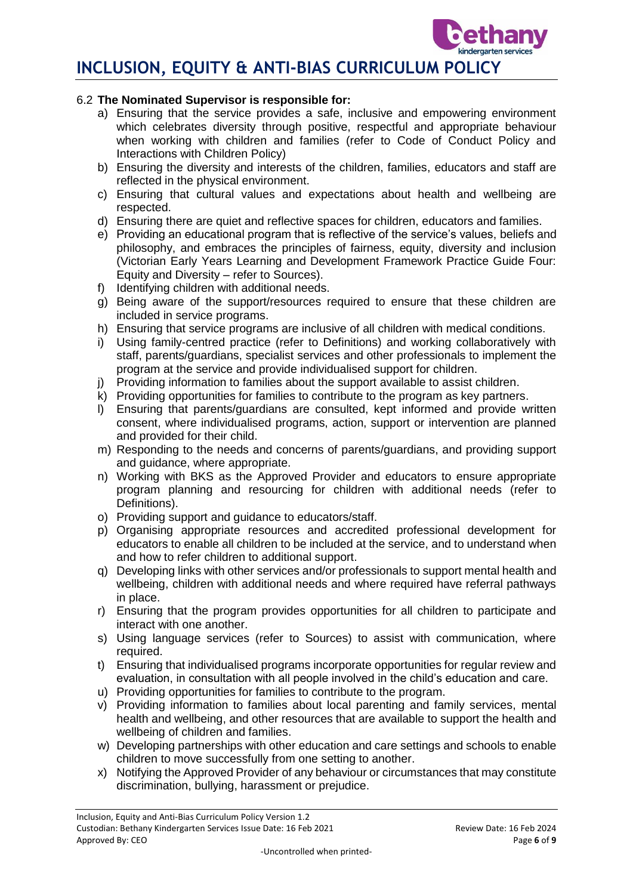### 6.2 **The Nominated Supervisor is responsible for:**

a) Ensuring that the service provides a safe, inclusive and empowering environment which celebrates diversity through positive, respectful and appropriate behaviour when working with children and families (refer to Code of Conduct Policy and Interactions with Children Policy)

b) Ensuring the diversity and interests of the children, families, educators and staff are reflected in the physical environment.

c) Ensuring that cultural values and expectations about health and wellbeing are respected.

d) Ensuring there are quiet and reflective spaces for children, educators and families.

e) Providing an educational program that is reflective of the service's values, beliefs and philosophy, and embraces the principles of fairness, equity, diversity and inclusion (Victorian Early Years Learning and Development Framework Practice Guide Four: Equity and Diversity – refer to Sources).

f) Identifying children with additional needs.

g) Being aware of the support/resources required to ensure that these children are included in service programs.

h) Ensuring that service programs are inclusive of all children with medical conditions.

i) Using family-centred practice (refer to Definitions) and working collaboratively with staff, parents/guardians, specialist services and other professionals to implement the program at the service and provide individualised support for children.

j) Providing information to families about the support available to assist children.

k) Providing opportunities for families to contribute to the program as key partners.

l) Ensuring that parents/guardians are consulted, kept informed and provide written consent, where individualised programs, action, support or intervention are planned and provided for their child.

m) Responding to the needs and concerns of parents/guardians, and providing support and guidance, where appropriate.

n) Working with BKS as the Approved Provider and educators to ensure appropriate program planning and resourcing for children with additional needs (refer to Definitions).

o) Providing support and guidance to educators/staff.

p) Organising appropriate resources and accredited professional development for educators to enable all children to be included at the service, and to understand when and how to refer children to additional support.

q) Developing links with other services and/or professionals to support mental health and wellbeing, children with additional needs and where required have referral pathways in place.

r) Ensuring that the program provides opportunities for all children to participate and interact with one another.

s) Using language services (refer to Sources) to assist with communication, where required.

t) Ensuring that individualised programs incorporate opportunities for regular review and evaluation, in consultation with all people involved in the child's education and care.

u) Providing opportunities for families to contribute to the program.

v) Providing information to families about local parenting and family services, mental health and wellbeing, and other resources that are available to support the health and wellbeing of children and families.

w) Developing partnerships with other education and care settings and schools to enable children to move successfully from one setting to another.

x) Notifying the Approved Provider of any behaviour or circumstances that may constitute discrimination, bullying, harassment or prejudice.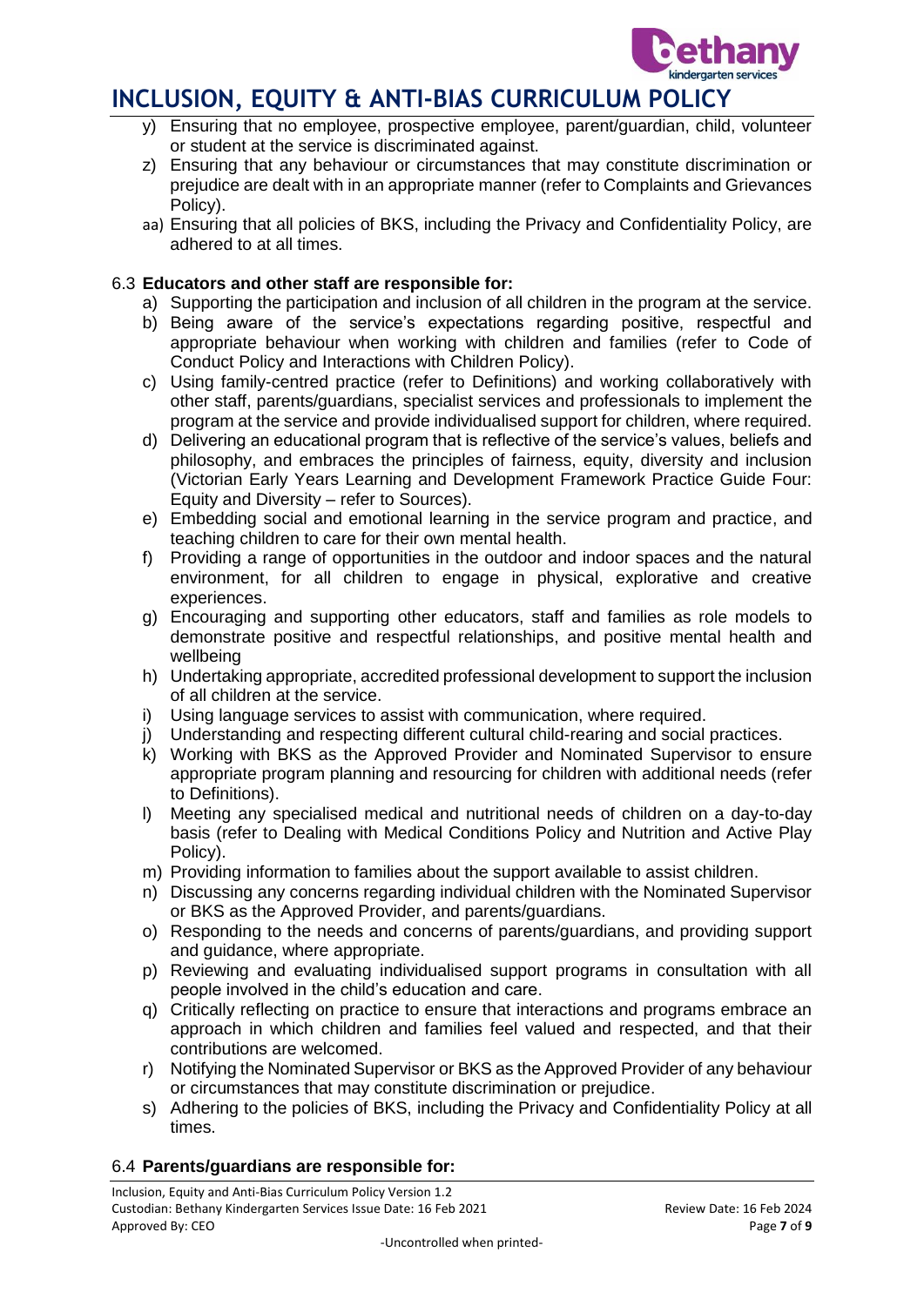- y) Ensuring that no employee, prospective employee, parent/guardian, child, volunteer or student at the service is discriminated against.
- z) Ensuring that any behaviour or circumstances that may constitute discrimination or prejudice are dealt with in an appropriate manner (refer to Complaints and Grievances Policy).
- aa) Ensuring that all policies of BKS, including the Privacy and Confidentiality Policy, are adhered to at all times.

### 6.3 **Educators and other staff are responsible for:**

- a) Supporting the participation and inclusion of all children in the program at the service.
- b) Being aware of the service's expectations regarding positive, respectful and appropriate behaviour when working with children and families (refer to Code of Conduct Policy and Interactions with Children Policy).
- c) Using family-centred practice (refer to Definitions) and working collaboratively with other staff, parents/guardians, specialist services and professionals to implement the program at the service and provide individualised support for children, where required.
- d) Delivering an educational program that is reflective of the service's values, beliefs and philosophy, and embraces the principles of fairness, equity, diversity and inclusion (Victorian Early Years Learning and Development Framework Practice Guide Four: Equity and Diversity – refer to Sources).
- e) Embedding social and emotional learning in the service program and practice, and teaching children to care for their own mental health.
- f) Providing a range of opportunities in the outdoor and indoor spaces and the natural environment, for all children to engage in physical, explorative and creative experiences.
- g) Encouraging and supporting other educators, staff and families as role models to demonstrate positive and respectful relationships, and positive mental health and wellbeing
- h) Undertaking appropriate, accredited professional development to support the inclusion of all children at the service.
- i) Using language services to assist with communication, where required.
- j) Understanding and respecting different cultural child-rearing and social practices.
- k) Working with BKS as the Approved Provider and Nominated Supervisor to ensure appropriate program planning and resourcing for children with additional needs (refer to Definitions).
- l) Meeting any specialised medical and nutritional needs of children on a day-to-day basis (refer to Dealing with Medical Conditions Policy and Nutrition and Active Play Policy).
- m) Providing information to families about the support available to assist children.
- n) Discussing any concerns regarding individual children with the Nominated Supervisor or BKS as the Approved Provider, and parents/guardians.
- o) Responding to the needs and concerns of parents/guardians, and providing support and guidance, where appropriate.
- p) Reviewing and evaluating individualised support programs in consultation with all people involved in the child's education and care.
- q) Critically reflecting on practice to ensure that interactions and programs embrace an approach in which children and families feel valued and respected, and that their contributions are welcomed.
- r) Notifying the Nominated Supervisor or BKS as the Approved Provider of any behaviour or circumstances that may constitute discrimination or prejudice.
- s) Adhering to the policies of BKS, including the Privacy and Confidentiality Policy at all times.

### 6.4 **Parents/guardians are responsible for:**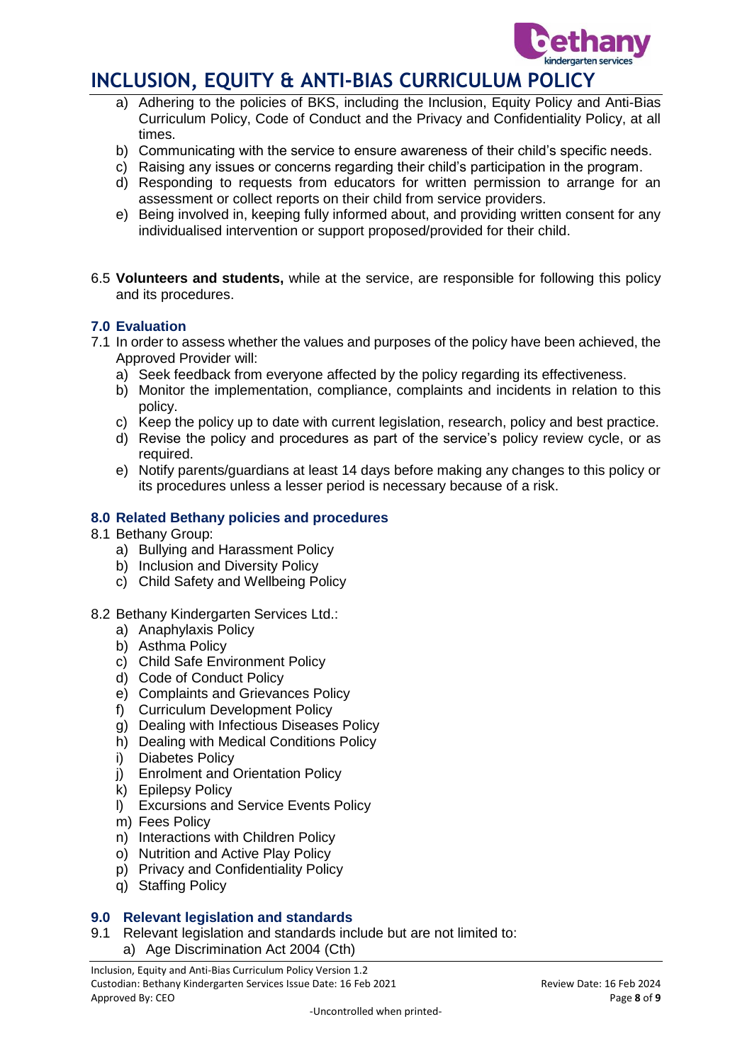a) Adhering to the policies of BKS, including the Inclusion, Equity Policy and Anti-Bias Curriculum Policy, Code of Conduct and the Privacy and Confidentiality Policy, at all times.
b) Communicating with the service to ensure awareness of their child's specific needs.
c) Raising any issues or concerns regarding their child's participation in the program.
d) Responding to requests from educators for written permission to arrange for an assessment or collect reports on their child from service providers.
e) Being involved in, keeping fully informed about, and providing written consent for any individualised intervention or support proposed/provided for their child.

6.5 **Volunteers and students,** while at the service, are responsible for following this policy and its procedures.

### 7.0 Evaluation

7.1 In order to assess whether the values and purposes of the policy have been achieved, the Approved Provider will:

a) Seek feedback from everyone affected by the policy regarding its effectiveness.
b) Monitor the implementation, compliance, complaints and incidents in relation to this policy.
c) Keep the policy up to date with current legislation, research, policy and best practice.
d) Revise the policy and procedures as part of the service's policy review cycle, or as required.
e) Notify parents/guardians at least 14 days before making any changes to this policy or its procedures unless a lesser period is necessary because of a risk.

### 8.0 Related Bethany policies and procedures

8.1 Bethany Group:

a) Bullying and Harassment Policy
b) Inclusion and Diversity Policy
c) Child Safety and Wellbeing Policy

8.2 Bethany Kindergarten Services Ltd.:

a) Anaphylaxis Policy
b) Asthma Policy
c) Child Safe Environment Policy
d) Code of Conduct Policy
e) Complaints and Grievances Policy
f) Curriculum Development Policy
g) Dealing with Infectious Diseases Policy
h) Dealing with Medical Conditions Policy
i) Diabetes Policy
j) Enrolment and Orientation Policy
k) Epilepsy Policy
l) Excursions and Service Events Policy
m) Fees Policy
n) Interactions with Children Policy
o) Nutrition and Active Play Policy
p) Privacy and Confidentiality Policy
q) Staffing Policy

### 9.0 Relevant legislation and standards

9.1 Relevant legislation and standards include but are not limited to:

a) Age Discrimination Act 2004 (Cth)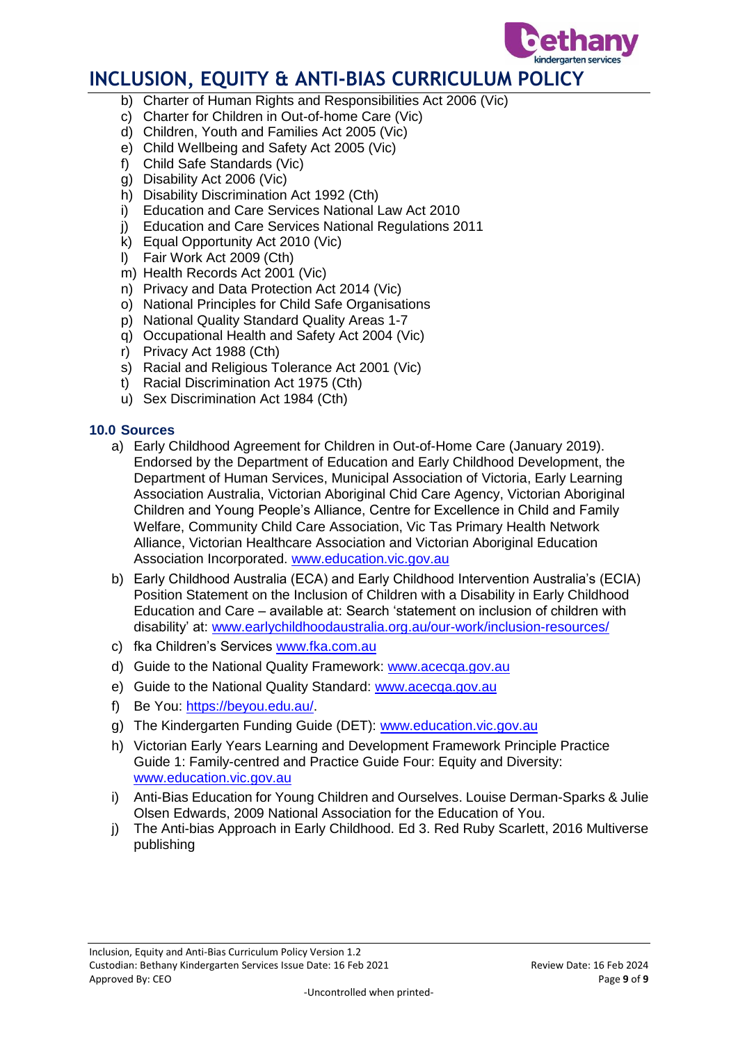b) Charter of Human Rights and Responsibilities Act 2006 (Vic)
c) Charter for Children in Out-of-home Care (Vic)
d) Children, Youth and Families Act 2005 (Vic)
e) Child Wellbeing and Safety Act 2005 (Vic)
f) Child Safe Standards (Vic)
g) Disability Act 2006 (Vic)
h) Disability Discrimination Act 1992 (Cth)
i) Education and Care Services National Law Act 2010
j) Education and Care Services National Regulations 2011
k) Equal Opportunity Act 2010 (Vic)
l) Fair Work Act 2009 (Cth)
m) Health Records Act 2001 (Vic)
n) Privacy and Data Protection Act 2014 (Vic)
o) National Principles for Child Safe Organisations
p) National Quality Standard Quality Areas 1-7
q) Occupational Health and Safety Act 2004 (Vic)
r) Privacy Act 1988 (Cth)
s) Racial and Religious Tolerance Act 2001 (Vic)
t) Racial Discrimination Act 1975 (Cth)
u) Sex Discrimination Act 1984 (Cth)

### 10.0 Sources

a) Early Childhood Agreement for Children in Out-of-Home Care (January 2019). Endorsed by the Department of Education and Early Childhood Development, the Department of Human Services, Municipal Association of Victoria, Early Learning Association Australia, Victorian Aboriginal Chid Care Agency, Victorian Aboriginal Children and Young People's Alliance, Centre for Excellence in Child and Family Welfare, Community Child Care Association, Vic Tas Primary Health Network Alliance, Victorian Healthcare Association and Victorian Aboriginal Education Association Incorporated. www.education.vic.gov.au
b) Early Childhood Australia (ECA) and Early Childhood Intervention Australia's (ECIA) Position Statement on the Inclusion of Children with a Disability in Early Childhood Education and Care – available at: Search 'statement on inclusion of children with disability' at: www.earlychildhoodaustralia.org.au/our-work/inclusion-resources/
c) fka Children's Services www.fka.com.au
d) Guide to the National Quality Framework: www.acecqa.gov.au
e) Guide to the National Quality Standard: www.acecqa.gov.au
f) Be You: https://beyou.edu.au/.
g) The Kindergarten Funding Guide (DET): www.education.vic.gov.au
h) Victorian Early Years Learning and Development Framework Principle Practice Guide 1: Family-centred and Practice Guide Four: Equity and Diversity: www.education.vic.gov.au
i) Anti-Bias Education for Young Children and Ourselves. Louise Derman-Sparks & Julie Olsen Edwards, 2009 National Association for the Education of You.
j) The Anti-bias Approach in Early Childhood. Ed 3. Red Ruby Scarlett, 2016 Multiverse publishing